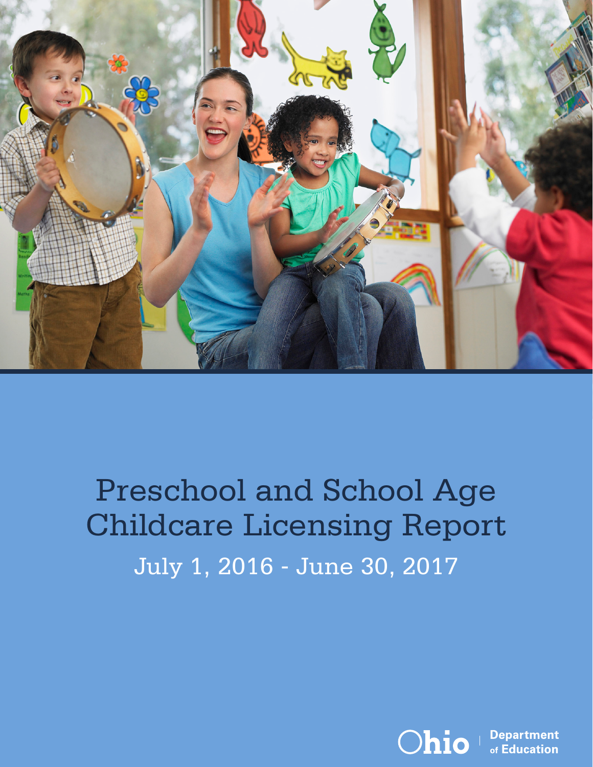# Preschool and School Age Childcare Licensing Report

July 1, 2016 - June 30, 2017

Ohio Department of Education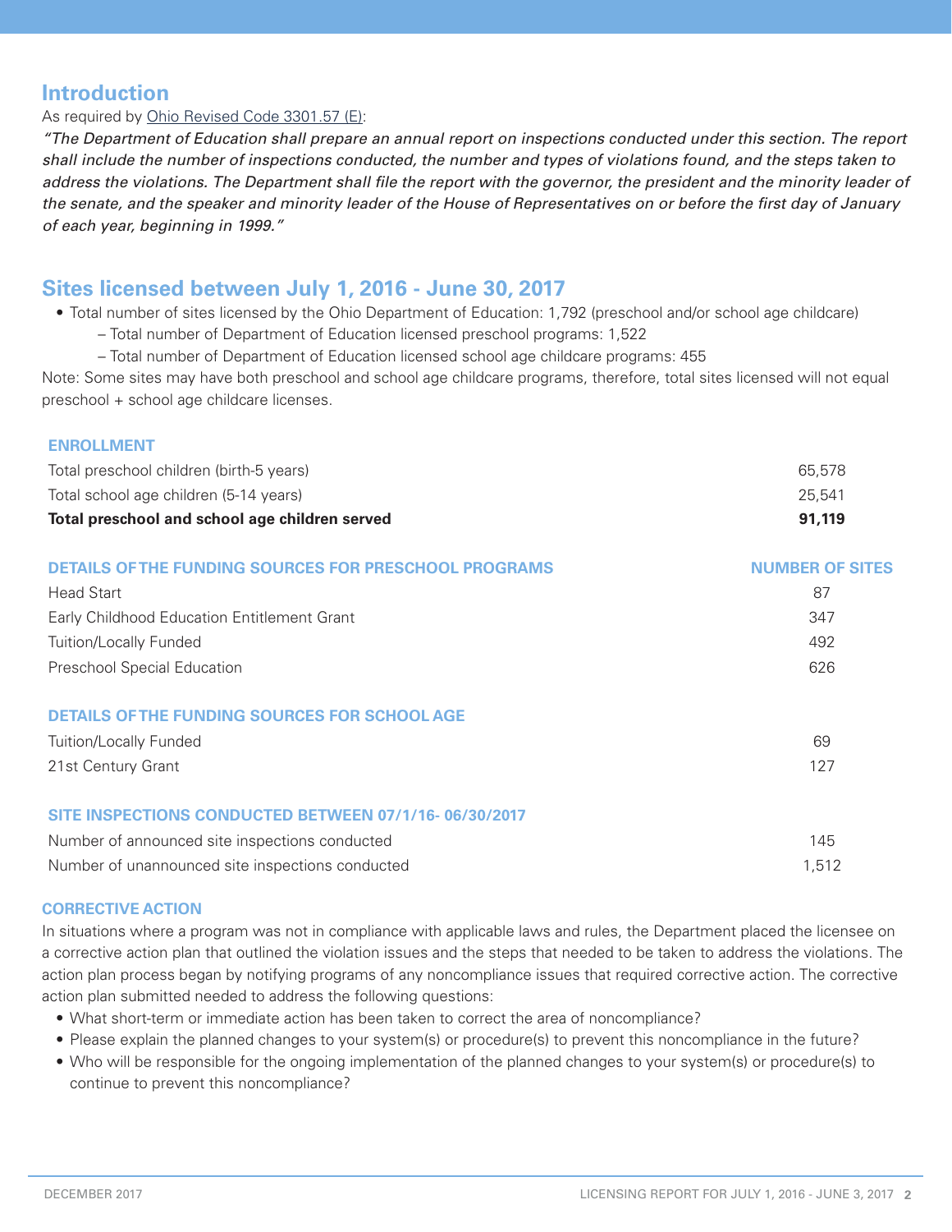## Introduction

As required by Ohio Revised Code 3301.57 (E):

*"The Department of Education shall prepare an annual report on inspections conducted under this section. The report shall include the number of inspections conducted, the number and types of violations found, and the steps taken to address the violations. The Department shall file the report with the governor, the president and the minority leader of the senate, and the speaker and minority leader of the House of Representatives on or before the first day of January of each year, beginning in 1999."*

## Sites licensed between July 1, 2016 - June 30, 2017

- Total number of sites licensed by the Ohio Department of Education: 1,792 (preschool and/or school age childcare)
  - – Total number of Department of Education licensed preschool programs: 1,522
  - – Total number of Department of Education licensed school age childcare programs: 455

Note: Some sites may have both preschool and school age childcare programs, therefore, total sites licensed will not equal preschool + school age childcare licenses.

| ENROLLMENT | |
|---|---|
| Total preschool children (birth-5 years) | 65,578 |
| Total school age children (5-14 years) | 25,541 |
| **Total preschool and school age children served** | **91,119** |

| DETAILS OF THE FUNDING SOURCES FOR PRESCHOOL PROGRAMS | NUMBER OF SITES |
|---|---|
| Head Start | 87 |
| Early Childhood Education Entitlement Grant | 347 |
| Tuition/Locally Funded | 492 |
| Preschool Special Education | 626 |

| DETAILS OF THE FUNDING SOURCES FOR SCHOOL AGE | |
|---|---|
| Tuition/Locally Funded | 69 |
| 21st Century Grant | 127 |

| SITE INSPECTIONS CONDUCTED BETWEEN 07/1/16- 06/30/2017 | |
|---|---|
| Number of announced site inspections conducted | 145 |
| Number of unannounced site inspections conducted | 1,512 |

### CORRECTIVE ACTION

In situations where a program was not in compliance with applicable laws and rules, the Department placed the licensee on a corrective action plan that outlined the violation issues and the steps that needed to be taken to address the violations. The action plan process began by notifying programs of any noncompliance issues that required corrective action. The corrective action plan submitted needed to address the following questions:

- What short-term or immediate action has been taken to correct the area of noncompliance?
- Please explain the planned changes to your system(s) or procedure(s) to prevent this noncompliance in the future?
- Who will be responsible for the ongoing implementation of the planned changes to your system(s) or procedure(s) to continue to prevent this noncompliance?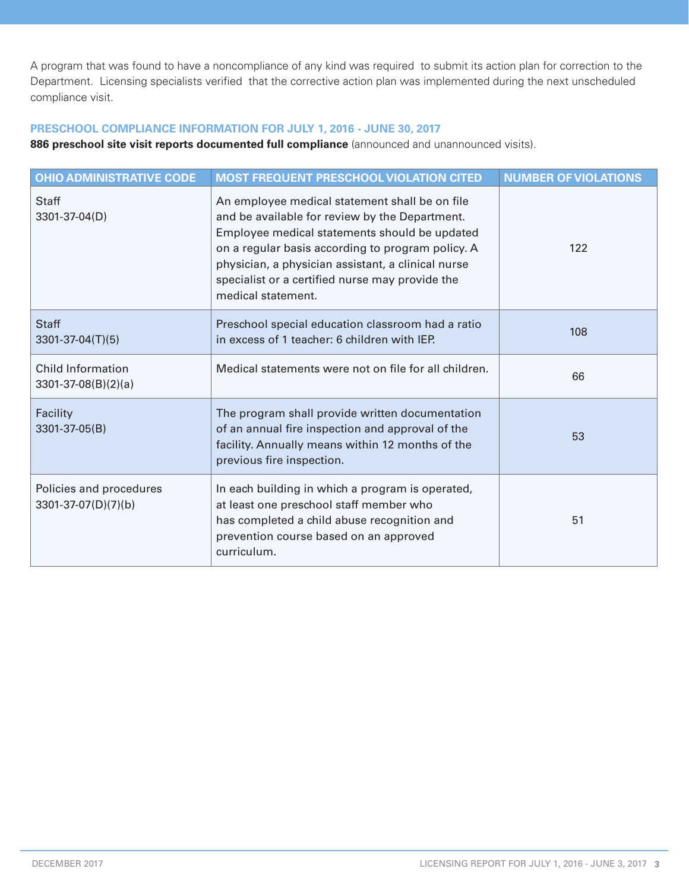A program that was found to have a noncompliance of any kind was required to submit its action plan for correction to the Department. Licensing specialists verified that the corrective action plan was implemented during the next unscheduled compliance visit.

### PRESCHOOL COMPLIANCE INFORMATION FOR JULY 1, 2016 - JUNE 30, 2017

**886 preschool site visit reports documented full compliance** (announced and unannounced visits).

| OHIO ADMINISTRATIVE CODE | MOST FREQUENT PRESCHOOL VIOLATION CITED | NUMBER OF VIOLATIONS |
|---|---|---|
| Staff<br>3301-37-04(D) | An employee medical statement shall be on file and be available for review by the Department. Employee medical statements should be updated on a regular basis according to program policy. A physician, a physician assistant, a clinical nurse specialist or a certified nurse may provide the medical statement. | 122 |
| Staff<br>3301-37-04(T)(5) | Preschool special education classroom had a ratio in excess of 1 teacher: 6 children with IEP. | 108 |
| Child Information<br>3301-37-08(B)(2)(a) | Medical statements were not on file for all children. | 66 |
| Facility<br>3301-37-05(B) | The program shall provide written documentation of an annual fire inspection and approval of the facility. Annually means within 12 months of the previous fire inspection. | 53 |
| Policies and procedures<br>3301-37-07(D)(7)(b) | In each building in which a program is operated, at least one preschool staff member who has completed a child abuse recognition and prevention course based on an approved curriculum. | 51 |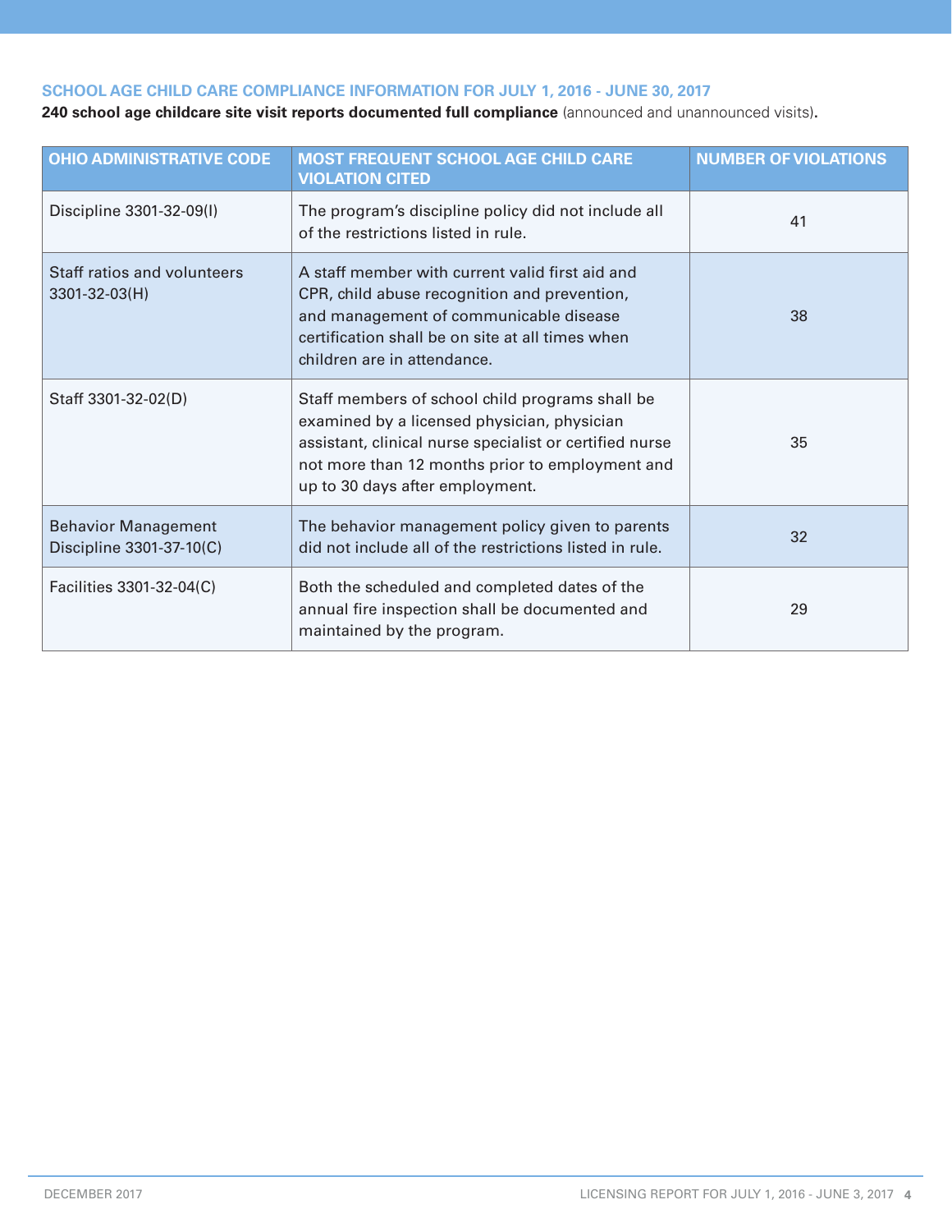## SCHOOL AGE CHILD CARE COMPLIANCE INFORMATION FOR JULY 1, 2016 - JUNE 30, 2017

**240 school age childcare site visit reports documented full compliance** (announced and unannounced visits)**.**

| OHIO ADMINISTRATIVE CODE | MOST FREQUENT SCHOOL AGE CHILD CARE VIOLATION CITED | NUMBER OF VIOLATIONS |
|---|---|---|
| Discipline 3301-32-09(I) | The program's discipline policy did not include all of the restrictions listed in rule. | 41 |
| Staff ratios and volunteers 3301-32-03(H) | A staff member with current valid first aid and CPR, child abuse recognition and prevention, and management of communicable disease certification shall be on site at all times when children are in attendance. | 38 |
| Staff 3301-32-02(D) | Staff members of school child programs shall be examined by a licensed physician, physician assistant, clinical nurse specialist or certified nurse not more than 12 months prior to employment and up to 30 days after employment. | 35 |
| Behavior Management Discipline 3301-37-10(C) | The behavior management policy given to parents did not include all of the restrictions listed in rule. | 32 |
| Facilities 3301-32-04(C) | Both the scheduled and completed dates of the annual fire inspection shall be documented and maintained by the program. | 29 |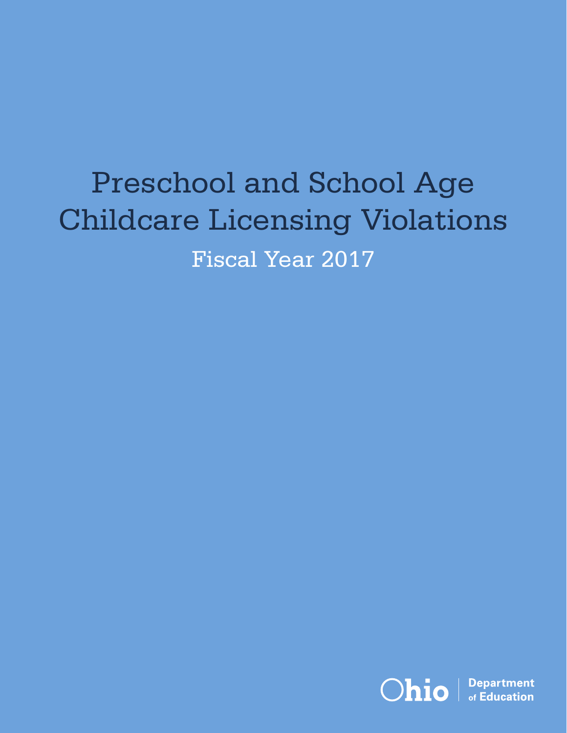# Preschool and School Age Childcare Licensing Violations

## Fiscal Year 2017

Ohio | Department of Education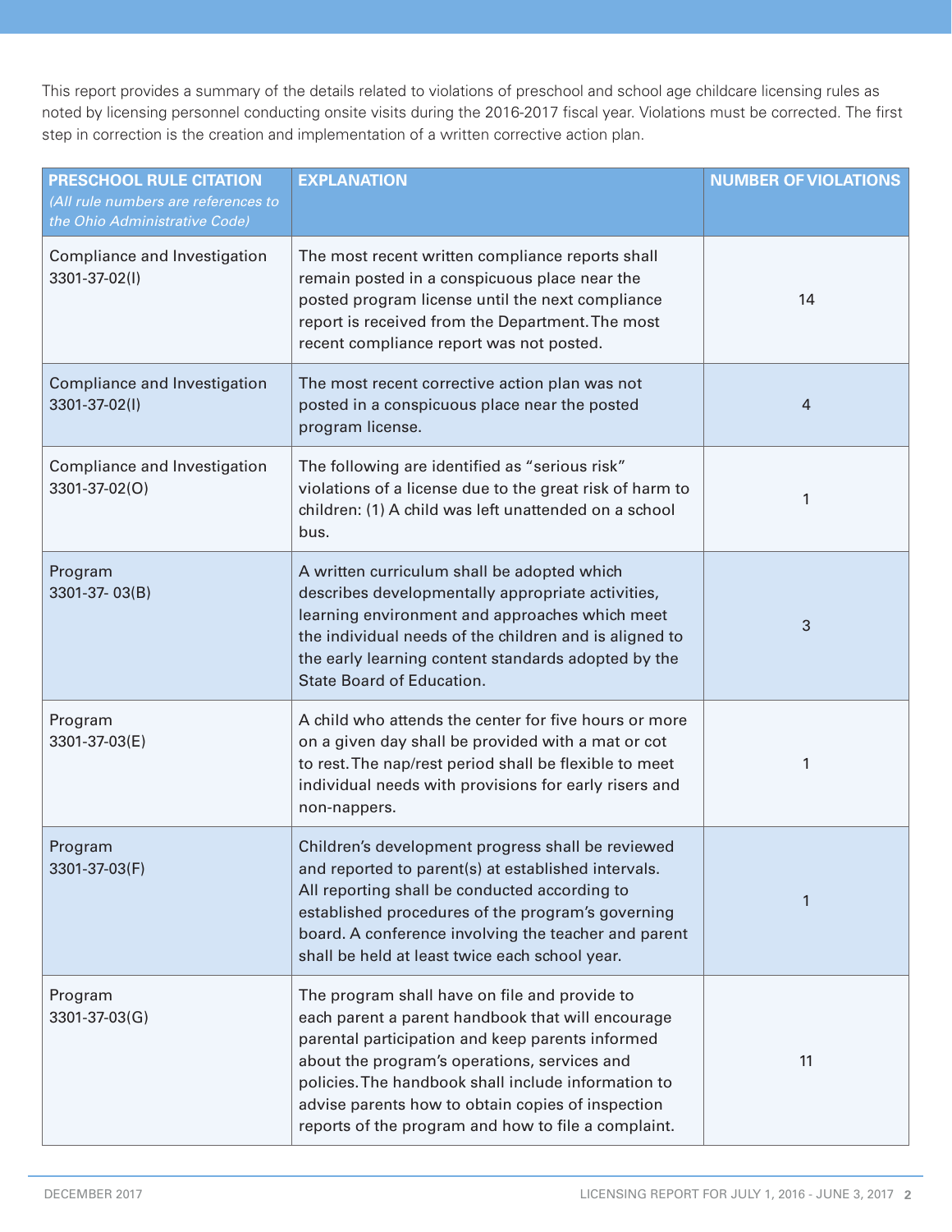This report provides a summary of the details related to violations of preschool and school age childcare licensing rules as noted by licensing personnel conducting onsite visits during the 2016-2017 fiscal year. Violations must be corrected. The first step in correction is the creation and implementation of a written corrective action plan.

| PRESCHOOL RULE CITATION *(All rule numbers are references to the Ohio Administrative Code)* | EXPLANATION | NUMBER OF VIOLATIONS |
|---|---|---|
| Compliance and Investigation 3301-37-02(I) | The most recent written compliance reports shall remain posted in a conspicuous place near the posted program license until the next compliance report is received from the Department. The most recent compliance report was not posted. | 14 |
| Compliance and Investigation 3301-37-02(I) | The most recent corrective action plan was not posted in a conspicuous place near the posted program license. | 4 |
| Compliance and Investigation 3301-37-02(O) | The following are identified as "serious risk" violations of a license due to the great risk of harm to children: (1) A child was left unattended on a school bus. | 1 |
| Program 3301-37- 03(B) | A written curriculum shall be adopted which describes developmentally appropriate activities, learning environment and approaches which meet the individual needs of the children and is aligned to the early learning content standards adopted by the State Board of Education. | 3 |
| Program 3301-37-03(E) | A child who attends the center for five hours or more on a given day shall be provided with a mat or cot to rest. The nap/rest period shall be flexible to meet individual needs with provisions for early risers and non-nappers. | 1 |
| Program 3301-37-03(F) | Children's development progress shall be reviewed and reported to parent(s) at established intervals. All reporting shall be conducted according to established procedures of the program's governing board. A conference involving the teacher and parent shall be held at least twice each school year. | 1 |
| Program 3301-37-03(G) | The program shall have on file and provide to each parent a parent handbook that will encourage parental participation and keep parents informed about the program's operations, services and policies. The handbook shall include information to advise parents how to obtain copies of inspection reports of the program and how to file a complaint. | 11 |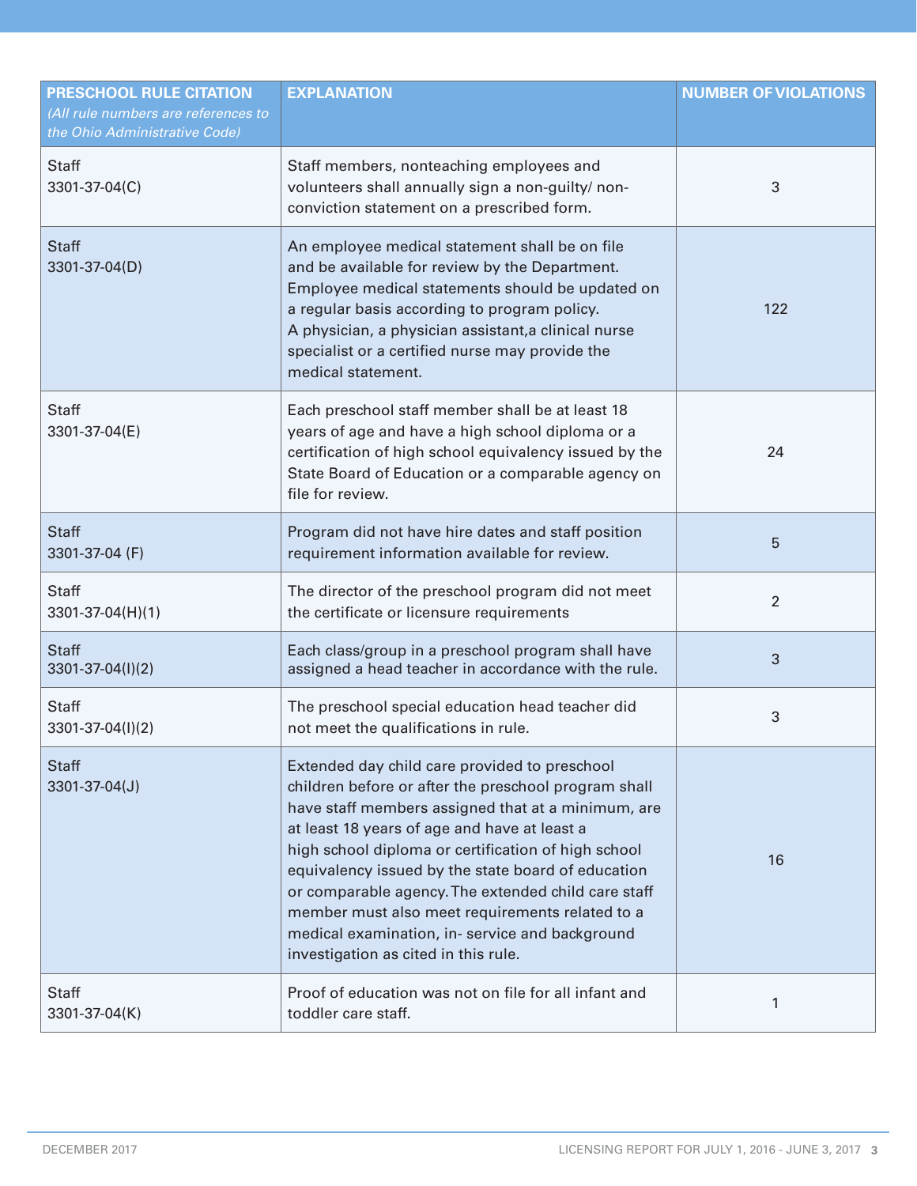| PRESCHOOL RULE CITATION *(All rule numbers are references to the Ohio Administrative Code)* | EXPLANATION | NUMBER OF VIOLATIONS |
|---|---|---|
| Staff 3301-37-04(C) | Staff members, nonteaching employees and volunteers shall annually sign a non-guilty/ non-conviction statement on a prescribed form. | 3 |
| Staff 3301-37-04(D) | An employee medical statement shall be on file and be available for review by the Department. Employee medical statements should be updated on a regular basis according to program policy. A physician, a physician assistant,a clinical nurse specialist or a certified nurse may provide the medical statement. | 122 |
| Staff 3301-37-04(E) | Each preschool staff member shall be at least 18 years of age and have a high school diploma or a certification of high school equivalency issued by the State Board of Education or a comparable agency on file for review. | 24 |
| Staff 3301-37-04 (F) | Program did not have hire dates and staff position requirement information available for review. | 5 |
| Staff 3301-37-04(H)(1) | The director of the preschool program did not meet the certificate or licensure requirements | 2 |
| Staff 3301-37-04(I)(2) | Each class/group in a preschool program shall have assigned a head teacher in accordance with the rule. | 3 |
| Staff 3301-37-04(I)(2) | The preschool special education head teacher did not meet the qualifications in rule. | 3 |
| Staff 3301-37-04(J) | Extended day child care provided to preschool children before or after the preschool program shall have staff members assigned that at a minimum, are at least 18 years of age and have at least a high school diploma or certification of high school equivalency issued by the state board of education or comparable agency. The extended child care staff member must also meet requirements related to a medical examination, in- service and background investigation as cited in this rule. | 16 |
| Staff 3301-37-04(K) | Proof of education was not on file for all infant and toddler care staff. | 1 |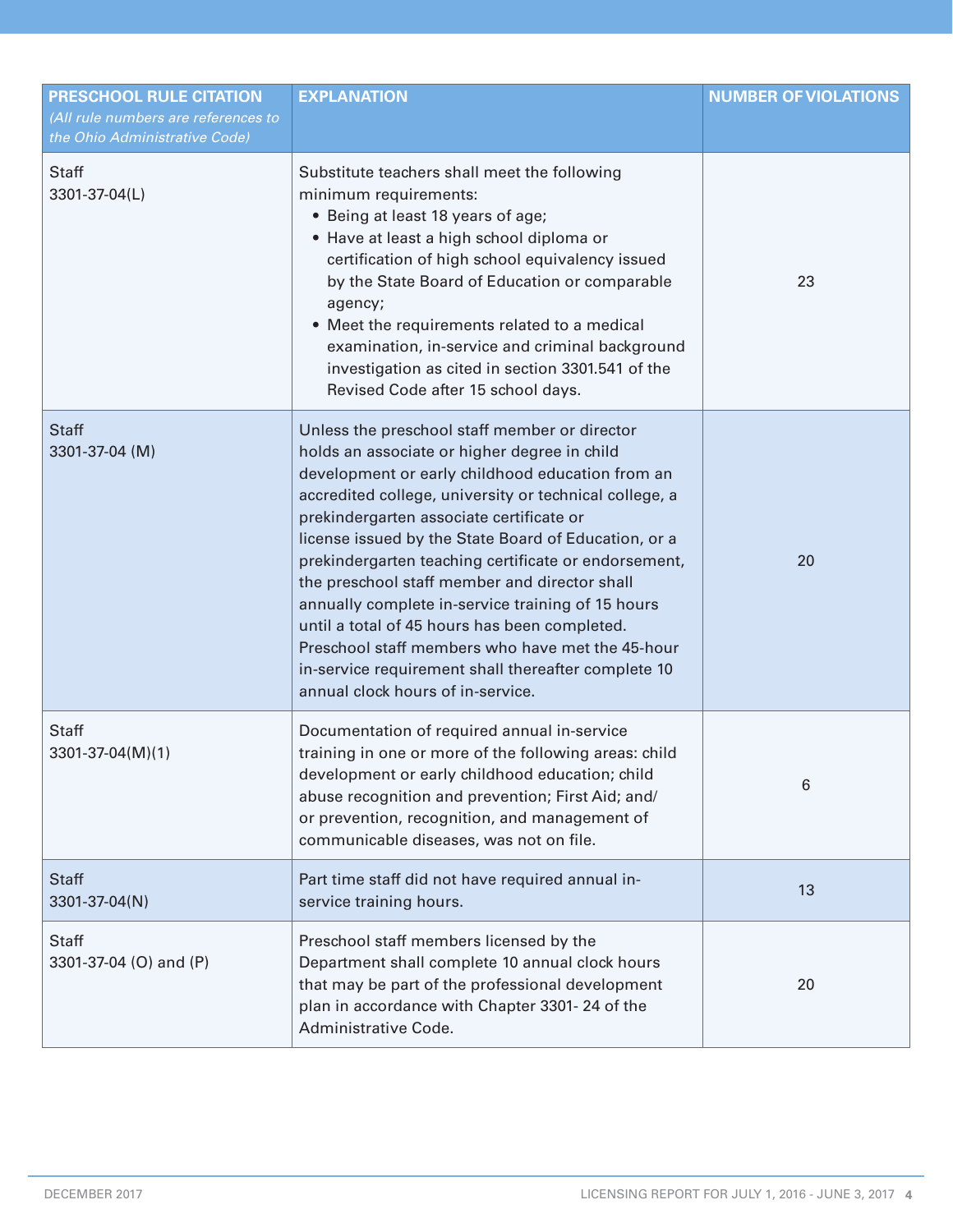| PRESCHOOL RULE CITATION *(All rule numbers are references to the Ohio Administrative Code)* | EXPLANATION | NUMBER OF VIOLATIONS |
|---|---|---|
| Staff<br>3301-37-04(L) | Substitute teachers shall meet the following minimum requirements:<br>• Being at least 18 years of age;<br>• Have at least a high school diploma or certification of high school equivalency issued by the State Board of Education or comparable agency;<br>• Meet the requirements related to a medical examination, in-service and criminal background investigation as cited in section 3301.541 of the Revised Code after 15 school days. | 23 |
| Staff<br>3301-37-04 (M) | Unless the preschool staff member or director holds an associate or higher degree in child development or early childhood education from an accredited college, university or technical college, a prekindergarten associate certificate or license issued by the State Board of Education, or a prekindergarten teaching certificate or endorsement, the preschool staff member and director shall annually complete in-service training of 15 hours until a total of 45 hours has been completed. Preschool staff members who have met the 45-hour in-service requirement shall thereafter complete 10 annual clock hours of in-service. | 20 |
| Staff<br>3301-37-04(M)(1) | Documentation of required annual in-service training in one or more of the following areas: child development or early childhood education; child abuse recognition and prevention; First Aid; and/or prevention, recognition, and management of communicable diseases, was not on file. | 6 |
| Staff<br>3301-37-04(N) | Part time staff did not have required annual in-service training hours. | 13 |
| Staff<br>3301-37-04 (O) and (P) | Preschool staff members licensed by the Department shall complete 10 annual clock hours that may be part of the professional development plan in accordance with Chapter 3301- 24 of the Administrative Code. | 20 |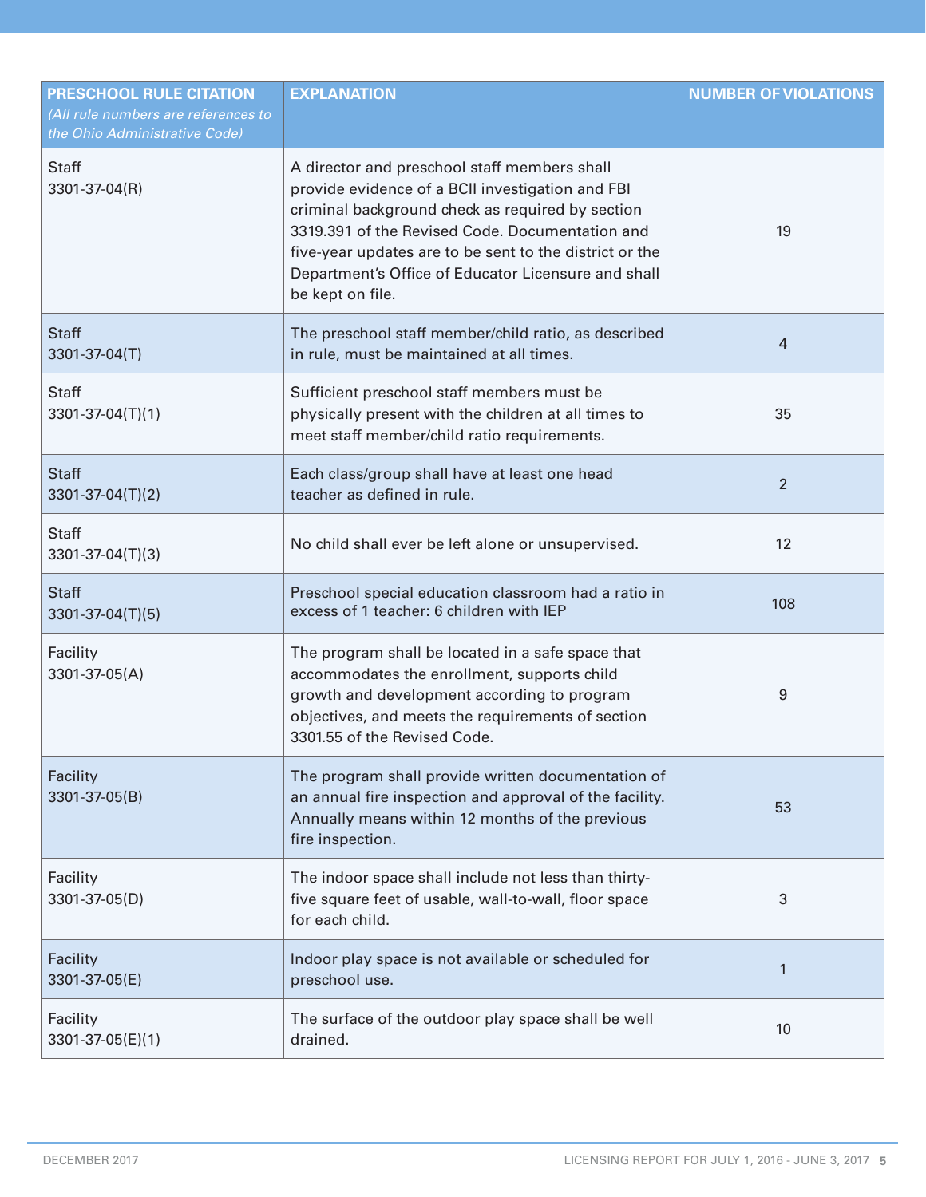| PRESCHOOL RULE CITATION *(All rule numbers are references to the Ohio Administrative Code)* | EXPLANATION | NUMBER OF VIOLATIONS |
|---|---|---|
| Staff 3301-37-04(R) | A director and preschool staff members shall provide evidence of a BCII investigation and FBI criminal background check as required by section 3319.391 of the Revised Code. Documentation and five-year updates are to be sent to the district or the Department's Office of Educator Licensure and shall be kept on file. | 19 |
| Staff 3301-37-04(T) | The preschool staff member/child ratio, as described in rule, must be maintained at all times. | 4 |
| Staff 3301-37-04(T)(1) | Sufficient preschool staff members must be physically present with the children at all times to meet staff member/child ratio requirements. | 35 |
| Staff 3301-37-04(T)(2) | Each class/group shall have at least one head teacher as defined in rule. | 2 |
| Staff 3301-37-04(T)(3) | No child shall ever be left alone or unsupervised. | 12 |
| Staff 3301-37-04(T)(5) | Preschool special education classroom had a ratio in excess of 1 teacher: 6 children with IEP | 108 |
| Facility 3301-37-05(A) | The program shall be located in a safe space that accommodates the enrollment, supports child growth and development according to program objectives, and meets the requirements of section 3301.55 of the Revised Code. | 9 |
| Facility 3301-37-05(B) | The program shall provide written documentation of an annual fire inspection and approval of the facility. Annually means within 12 months of the previous fire inspection. | 53 |
| Facility 3301-37-05(D) | The indoor space shall include not less than thirty-five square feet of usable, wall-to-wall, floor space for each child. | 3 |
| Facility 3301-37-05(E) | Indoor play space is not available or scheduled for preschool use. | 1 |
| Facility 3301-37-05(E)(1) | The surface of the outdoor play space shall be well drained. | 10 |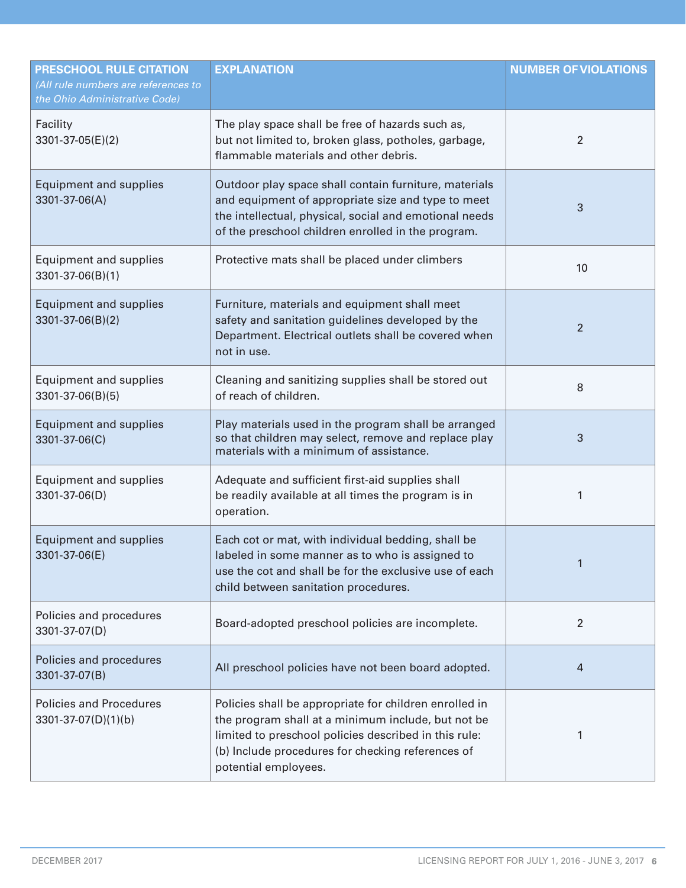| PRESCHOOL RULE CITATION *(All rule numbers are references to the Ohio Administrative Code)* | EXPLANATION | NUMBER OF VIOLATIONS |
|---|---|---|
| Facility 3301-37-05(E)(2) | The play space shall be free of hazards such as, but not limited to, broken glass, potholes, garbage, flammable materials and other debris. | 2 |
| Equipment and supplies 3301-37-06(A) | Outdoor play space shall contain furniture, materials and equipment of appropriate size and type to meet the intellectual, physical, social and emotional needs of the preschool children enrolled in the program. | 3 |
| Equipment and supplies 3301-37-06(B)(1) | Protective mats shall be placed under climbers | 10 |
| Equipment and supplies 3301-37-06(B)(2) | Furniture, materials and equipment shall meet safety and sanitation guidelines developed by the Department. Electrical outlets shall be covered when not in use. | 2 |
| Equipment and supplies 3301-37-06(B)(5) | Cleaning and sanitizing supplies shall be stored out of reach of children. | 8 |
| Equipment and supplies 3301-37-06(C) | Play materials used in the program shall be arranged so that children may select, remove and replace play materials with a minimum of assistance. | 3 |
| Equipment and supplies 3301-37-06(D) | Adequate and sufficient first-aid supplies shall be readily available at all times the program is in operation. | 1 |
| Equipment and supplies 3301-37-06(E) | Each cot or mat, with individual bedding, shall be labeled in some manner as to who is assigned to use the cot and shall be for the exclusive use of each child between sanitation procedures. | 1 |
| Policies and procedures 3301-37-07(D) | Board-adopted preschool policies are incomplete. | 2 |
| Policies and procedures 3301-37-07(B) | All preschool policies have not been board adopted. | 4 |
| Policies and Procedures 3301-37-07(D)(1)(b) | Policies shall be appropriate for children enrolled in the program shall at a minimum include, but not be limited to preschool policies described in this rule: (b) Include procedures for checking references of potential employees. | 1 |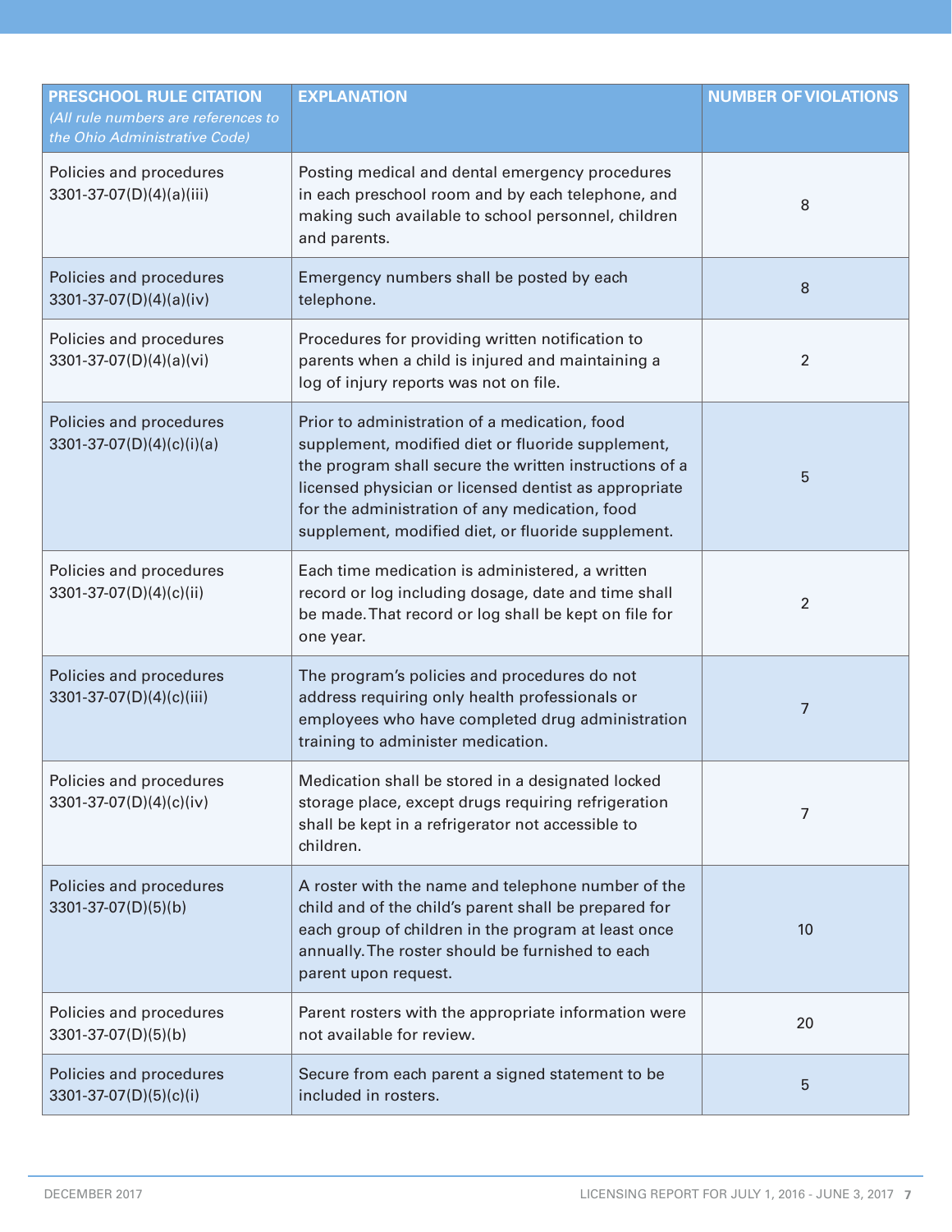| PRESCHOOL RULE CITATION *(All rule numbers are references to the Ohio Administrative Code)* | EXPLANATION | NUMBER OF VIOLATIONS |
|---|---|---|
| Policies and procedures 3301-37-07(D)(4)(a)(iii) | Posting medical and dental emergency procedures in each preschool room and by each telephone, and making such available to school personnel, children and parents. | 8 |
| Policies and procedures 3301-37-07(D)(4)(a)(iv) | Emergency numbers shall be posted by each telephone. | 8 |
| Policies and procedures 3301-37-07(D)(4)(a)(vi) | Procedures for providing written notification to parents when a child is injured and maintaining a log of injury reports was not on file. | 2 |
| Policies and procedures 3301-37-07(D)(4)(c)(i)(a) | Prior to administration of a medication, food supplement, modified diet or fluoride supplement, the program shall secure the written instructions of a licensed physician or licensed dentist as appropriate for the administration of any medication, food supplement, modified diet, or fluoride supplement. | 5 |
| Policies and procedures 3301-37-07(D)(4)(c)(ii) | Each time medication is administered, a written record or log including dosage, date and time shall be made. That record or log shall be kept on file for one year. | 2 |
| Policies and procedures 3301-37-07(D)(4)(c)(iii) | The program's policies and procedures do not address requiring only health professionals or employees who have completed drug administration training to administer medication. | 7 |
| Policies and procedures 3301-37-07(D)(4)(c)(iv) | Medication shall be stored in a designated locked storage place, except drugs requiring refrigeration shall be kept in a refrigerator not accessible to children. | 7 |
| Policies and procedures 3301-37-07(D)(5)(b) | A roster with the name and telephone number of the child and of the child's parent shall be prepared for each group of children in the program at least once annually. The roster should be furnished to each parent upon request. | 10 |
| Policies and procedures 3301-37-07(D)(5)(b) | Parent rosters with the appropriate information were not available for review. | 20 |
| Policies and procedures 3301-37-07(D)(5)(c)(i) | Secure from each parent a signed statement to be included in rosters. | 5 |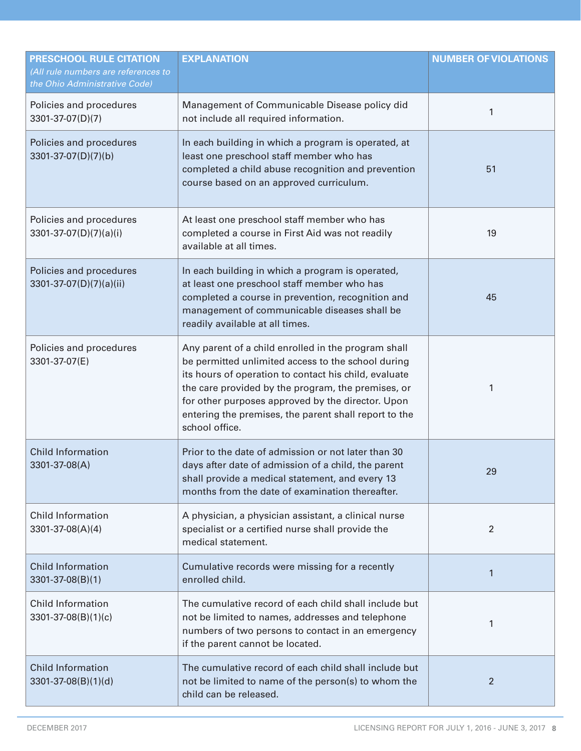| PRESCHOOL RULE CITATION *(All rule numbers are references to the Ohio Administrative Code)* | EXPLANATION | NUMBER OF VIOLATIONS |
|---|---|---|
| Policies and procedures 3301-37-07(D)(7) | Management of Communicable Disease policy did not include all required information. | 1 |
| Policies and procedures 3301-37-07(D)(7)(b) | In each building in which a program is operated, at least one preschool staff member who has completed a child abuse recognition and prevention course based on an approved curriculum. | 51 |
| Policies and procedures 3301-37-07(D)(7)(a)(i) | At least one preschool staff member who has completed a course in First Aid was not readily available at all times. | 19 |
| Policies and procedures 3301-37-07(D)(7)(a)(ii) | In each building in which a program is operated, at least one preschool staff member who has completed a course in prevention, recognition and management of communicable diseases shall be readily available at all times. | 45 |
| Policies and procedures 3301-37-07(E) | Any parent of a child enrolled in the program shall be permitted unlimited access to the school during its hours of operation to contact his child, evaluate the care provided by the program, the premises, or for other purposes approved by the director. Upon entering the premises, the parent shall report to the school office. | 1 |
| Child Information 3301-37-08(A) | Prior to the date of admission or not later than 30 days after date of admission of a child, the parent shall provide a medical statement, and every 13 months from the date of examination thereafter. | 29 |
| Child Information 3301-37-08(A)(4) | A physician, a physician assistant, a clinical nurse specialist or a certified nurse shall provide the medical statement. | 2 |
| Child Information 3301-37-08(B)(1) | Cumulative records were missing for a recently enrolled child. | 1 |
| Child Information 3301-37-08(B)(1)(c) | The cumulative record of each child shall include but not be limited to names, addresses and telephone numbers of two persons to contact in an emergency if the parent cannot be located. | 1 |
| Child Information 3301-37-08(B)(1)(d) | The cumulative record of each child shall include but not be limited to name of the person(s) to whom the child can be released. | 2 |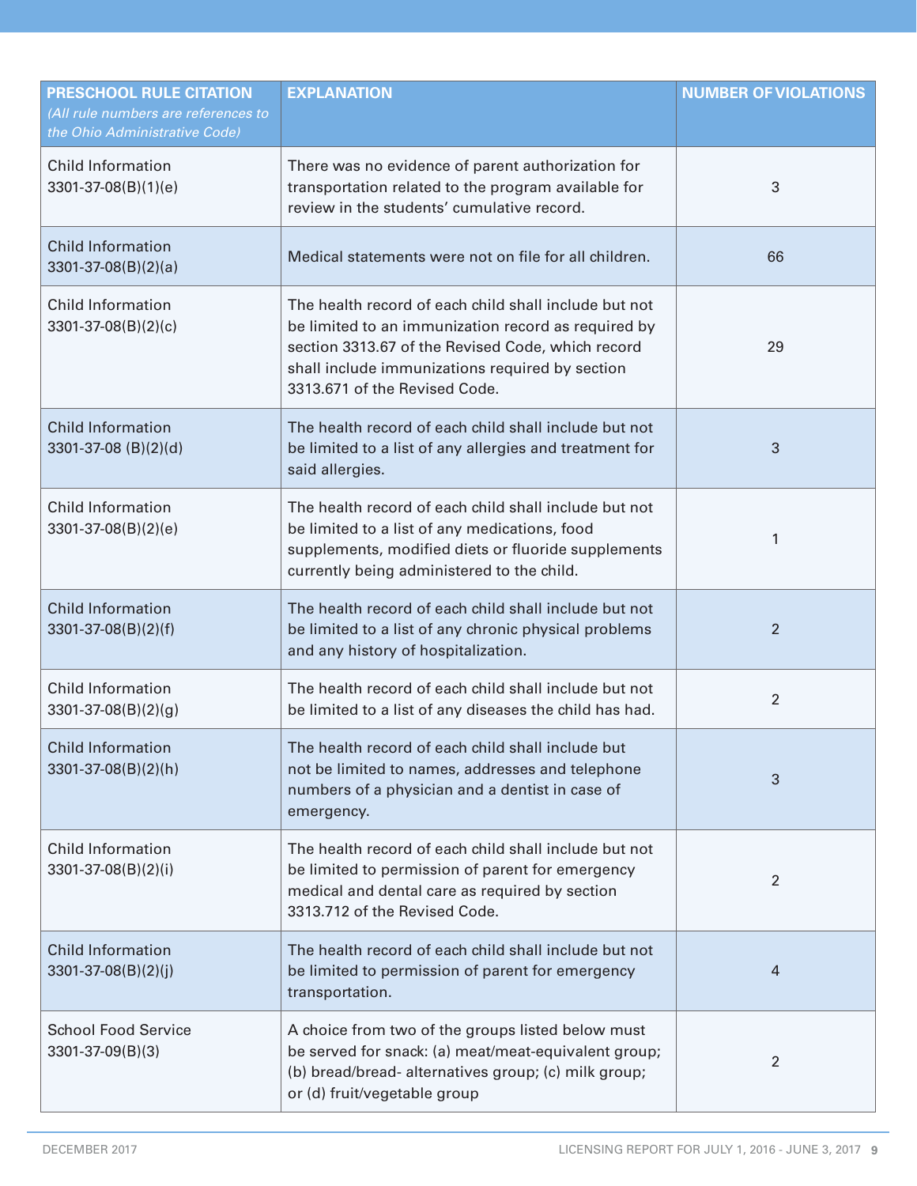| PRESCHOOL RULE CITATION *(All rule numbers are references to the Ohio Administrative Code)* | EXPLANATION | NUMBER OF VIOLATIONS |
|---|---|---|
| Child Information 3301-37-08(B)(1)(e) | There was no evidence of parent authorization for transportation related to the program available for review in the students' cumulative record. | 3 |
| Child Information 3301-37-08(B)(2)(a) | Medical statements were not on file for all children. | 66 |
| Child Information 3301-37-08(B)(2)(c) | The health record of each child shall include but not be limited to an immunization record as required by section 3313.67 of the Revised Code, which record shall include immunizations required by section 3313.671 of the Revised Code. | 29 |
| Child Information 3301-37-08 (B)(2)(d) | The health record of each child shall include but not be limited to a list of any allergies and treatment for said allergies. | 3 |
| Child Information 3301-37-08(B)(2)(e) | The health record of each child shall include but not be limited to a list of any medications, food supplements, modified diets or fluoride supplements currently being administered to the child. | 1 |
| Child Information 3301-37-08(B)(2)(f) | The health record of each child shall include but not be limited to a list of any chronic physical problems and any history of hospitalization. | 2 |
| Child Information 3301-37-08(B)(2)(g) | The health record of each child shall include but not be limited to a list of any diseases the child has had. | 2 |
| Child Information 3301-37-08(B)(2)(h) | The health record of each child shall include but not be limited to names, addresses and telephone numbers of a physician and a dentist in case of emergency. | 3 |
| Child Information 3301-37-08(B)(2)(i) | The health record of each child shall include but not be limited to permission of parent for emergency medical and dental care as required by section 3313.712 of the Revised Code. | 2 |
| Child Information 3301-37-08(B)(2)(j) | The health record of each child shall include but not be limited to permission of parent for emergency transportation. | 4 |
| School Food Service 3301-37-09(B)(3) | A choice from two of the groups listed below must be served for snack: (a) meat/meat-equivalent group; (b) bread/bread- alternatives group; (c) milk group; or (d) fruit/vegetable group | 2 |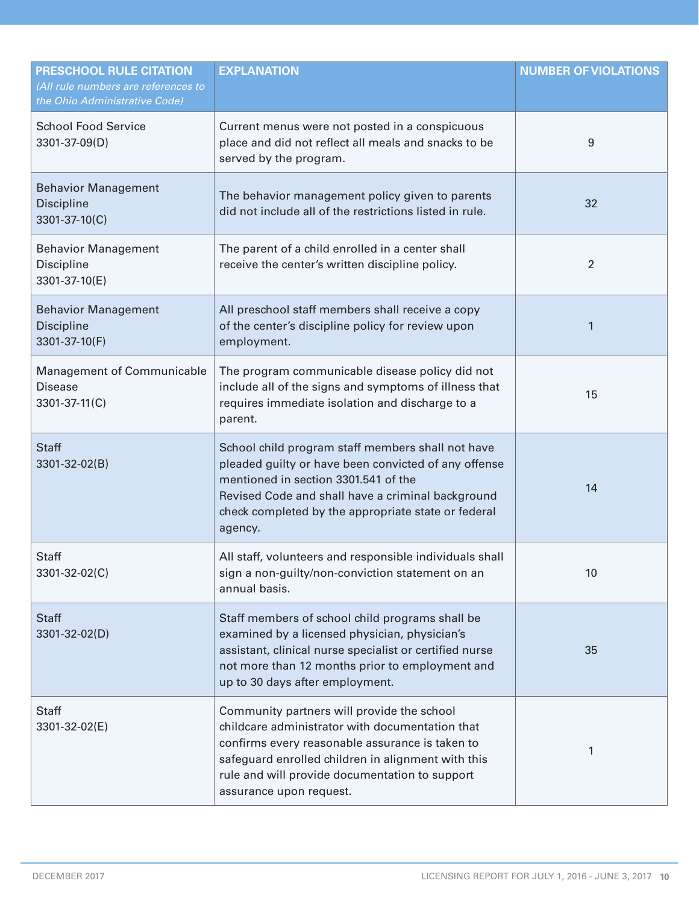| PRESCHOOL RULE CITATION *(All rule numbers are references to the Ohio Administrative Code)* | EXPLANATION | NUMBER OF VIOLATIONS |
|---|---|---|
| School Food Service 3301-37-09(D) | Current menus were not posted in a conspicuous place and did not reflect all meals and snacks to be served by the program. | 9 |
| Behavior Management Discipline 3301-37-10(C) | The behavior management policy given to parents did not include all of the restrictions listed in rule. | 32 |
| Behavior Management Discipline 3301-37-10(E) | The parent of a child enrolled in a center shall receive the center's written discipline policy. | 2 |
| Behavior Management Discipline 3301-37-10(F) | All preschool staff members shall receive a copy of the center's discipline policy for review upon employment. | 1 |
| Management of Communicable Disease 3301-37-11(C) | The program communicable disease policy did not include all of the signs and symptoms of illness that requires immediate isolation and discharge to a parent. | 15 |
| Staff 3301-32-02(B) | School child program staff members shall not have pleaded guilty or have been convicted of any offense mentioned in section 3301.541 of the Revised Code and shall have a criminal background check completed by the appropriate state or federal agency. | 14 |
| Staff 3301-32-02(C) | All staff, volunteers and responsible individuals shall sign a non-guilty/non-conviction statement on an annual basis. | 10 |
| Staff 3301-32-02(D) | Staff members of school child programs shall be examined by a licensed physician, physician's assistant, clinical nurse specialist or certified nurse not more than 12 months prior to employment and up to 30 days after employment. | 35 |
| Staff 3301-32-02(E) | Community partners will provide the school childcare administrator with documentation that confirms every reasonable assurance is taken to safeguard enrolled children in alignment with this rule and will provide documentation to support assurance upon request. | 1 |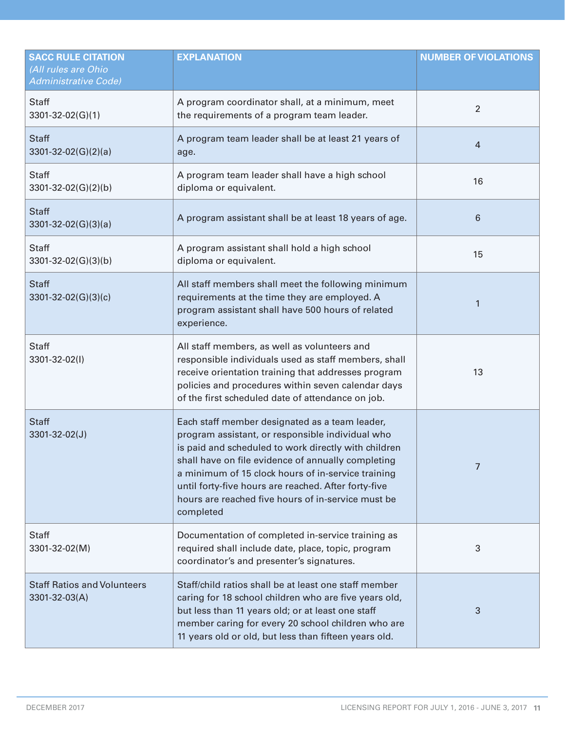| SACC RULE CITATION *(All rules are Ohio Administrative Code)* | EXPLANATION | NUMBER OF VIOLATIONS |
|---|---|---|
| Staff 3301-32-02(G)(1) | A program coordinator shall, at a minimum, meet the requirements of a program team leader. | 2 |
| Staff 3301-32-02(G)(2)(a) | A program team leader shall be at least 21 years of age. | 4 |
| Staff 3301-32-02(G)(2)(b) | A program team leader shall have a high school diploma or equivalent. | 16 |
| Staff 3301-32-02(G)(3)(a) | A program assistant shall be at least 18 years of age. | 6 |
| Staff 3301-32-02(G)(3)(b) | A program assistant shall hold a high school diploma or equivalent. | 15 |
| Staff 3301-32-02(G)(3)(c) | All staff members shall meet the following minimum requirements at the time they are employed. A program assistant shall have 500 hours of related experience. | 1 |
| Staff 3301-32-02(I) | All staff members, as well as volunteers and responsible individuals used as staff members, shall receive orientation training that addresses program policies and procedures within seven calendar days of the first scheduled date of attendance on job. | 13 |
| Staff 3301-32-02(J) | Each staff member designated as a team leader, program assistant, or responsible individual who is paid and scheduled to work directly with children shall have on file evidence of annually completing a minimum of 15 clock hours of in-service training until forty-five hours are reached. After forty-five hours are reached five hours of in-service must be completed | 7 |
| Staff 3301-32-02(M) | Documentation of completed in-service training as required shall include date, place, topic, program coordinator's and presenter's signatures. | 3 |
| Staff Ratios and Volunteers 3301-32-03(A) | Staff/child ratios shall be at least one staff member caring for 18 school children who are five years old, but less than 11 years old; or at least one staff member caring for every 20 school children who are 11 years old or old, but less than fifteen years old. | 3 |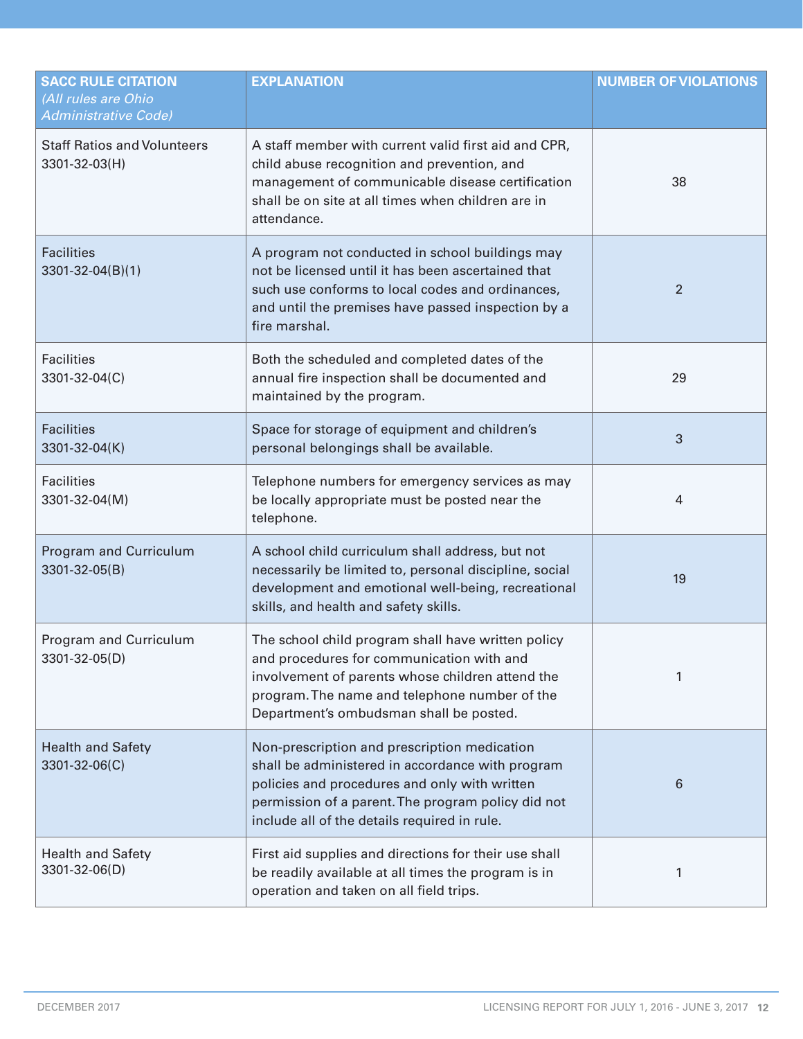| SACC RULE CITATION *(All rules are Ohio Administrative Code)* | EXPLANATION | NUMBER OF VIOLATIONS |
|---|---|---|
| Staff Ratios and Volunteers 3301-32-03(H) | A staff member with current valid first aid and CPR, child abuse recognition and prevention, and management of communicable disease certification shall be on site at all times when children are in attendance. | 38 |
| Facilities 3301-32-04(B)(1) | A program not conducted in school buildings may not be licensed until it has been ascertained that such use conforms to local codes and ordinances, and until the premises have passed inspection by a fire marshal. | 2 |
| Facilities 3301-32-04(C) | Both the scheduled and completed dates of the annual fire inspection shall be documented and maintained by the program. | 29 |
| Facilities 3301-32-04(K) | Space for storage of equipment and children's personal belongings shall be available. | 3 |
| Facilities 3301-32-04(M) | Telephone numbers for emergency services as may be locally appropriate must be posted near the telephone. | 4 |
| Program and Curriculum 3301-32-05(B) | A school child curriculum shall address, but not necessarily be limited to, personal discipline, social development and emotional well-being, recreational skills, and health and safety skills. | 19 |
| Program and Curriculum 3301-32-05(D) | The school child program shall have written policy and procedures for communication with and involvement of parents whose children attend the program. The name and telephone number of the Department's ombudsman shall be posted. | 1 |
| Health and Safety 3301-32-06(C) | Non-prescription and prescription medication shall be administered in accordance with program policies and procedures and only with written permission of a parent. The program policy did not include all of the details required in rule. | 6 |
| Health and Safety 3301-32-06(D) | First aid supplies and directions for their use shall be readily available at all times the program is in operation and taken on all field trips. | 1 |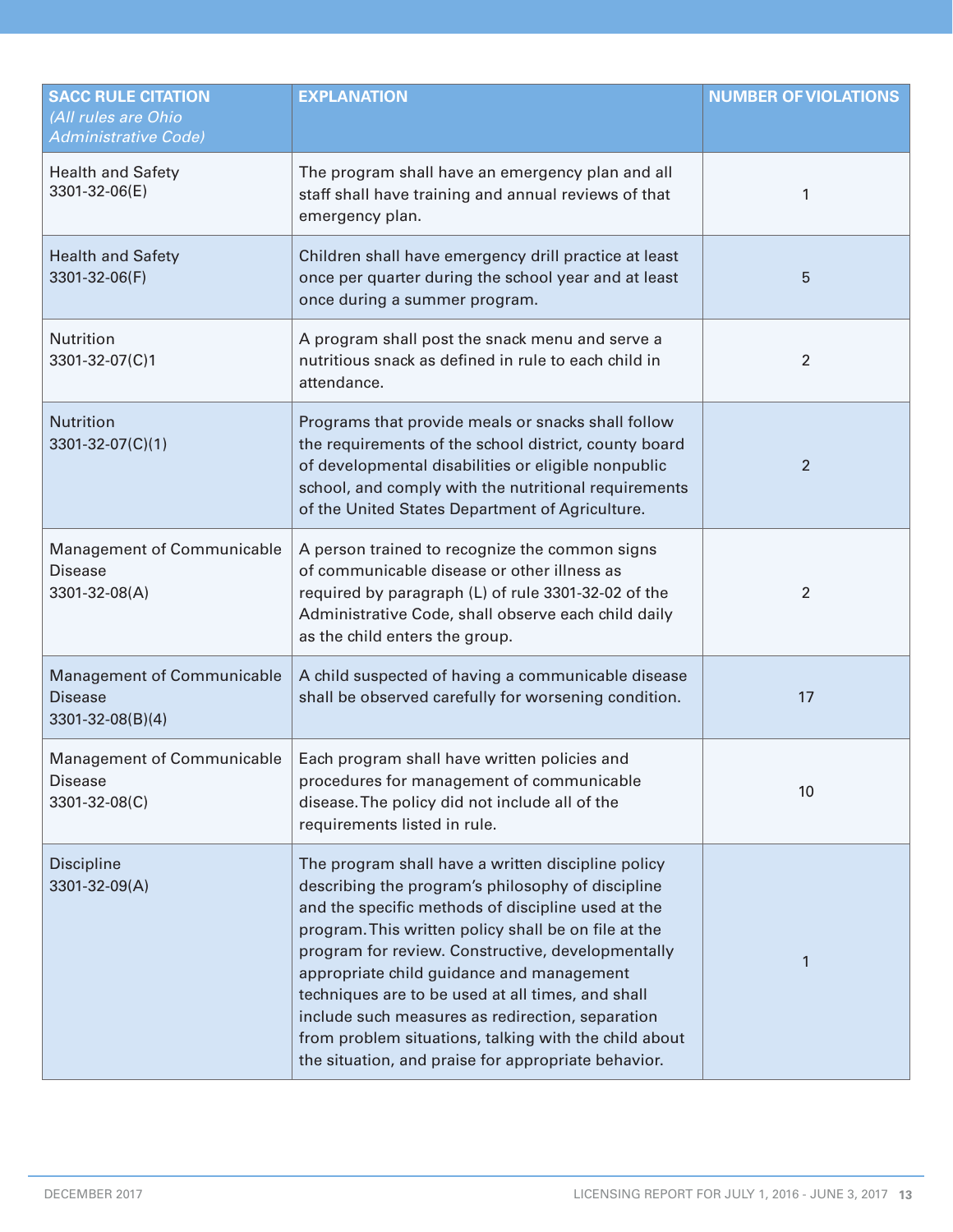| SACC RULE CITATION *(All rules are Ohio Administrative Code)* | EXPLANATION | NUMBER OF VIOLATIONS |
| --- | --- | --- |
| Health and Safety 3301-32-06(E) | The program shall have an emergency plan and all staff shall have training and annual reviews of that emergency plan. | 1 |
| Health and Safety 3301-32-06(F) | Children shall have emergency drill practice at least once per quarter during the school year and at least once during a summer program. | 5 |
| Nutrition 3301-32-07(C)1 | A program shall post the snack menu and serve a nutritious snack as defined in rule to each child in attendance. | 2 |
| Nutrition 3301-32-07(C)(1) | Programs that provide meals or snacks shall follow the requirements of the school district, county board of developmental disabilities or eligible nonpublic school, and comply with the nutritional requirements of the United States Department of Agriculture. | 2 |
| Management of Communicable Disease 3301-32-08(A) | A person trained to recognize the common signs of communicable disease or other illness as required by paragraph (L) of rule 3301-32-02 of the Administrative Code, shall observe each child daily as the child enters the group. | 2 |
| Management of Communicable Disease 3301-32-08(B)(4) | A child suspected of having a communicable disease shall be observed carefully for worsening condition. | 17 |
| Management of Communicable Disease 3301-32-08(C) | Each program shall have written policies and procedures for management of communicable disease. The policy did not include all of the requirements listed in rule. | 10 |
| Discipline 3301-32-09(A) | The program shall have a written discipline policy describing the program's philosophy of discipline and the specific methods of discipline used at the program. This written policy shall be on file at the program for review. Constructive, developmentally appropriate child guidance and management techniques are to be used at all times, and shall include such measures as redirection, separation from problem situations, talking with the child about the situation, and praise for appropriate behavior. | 1 |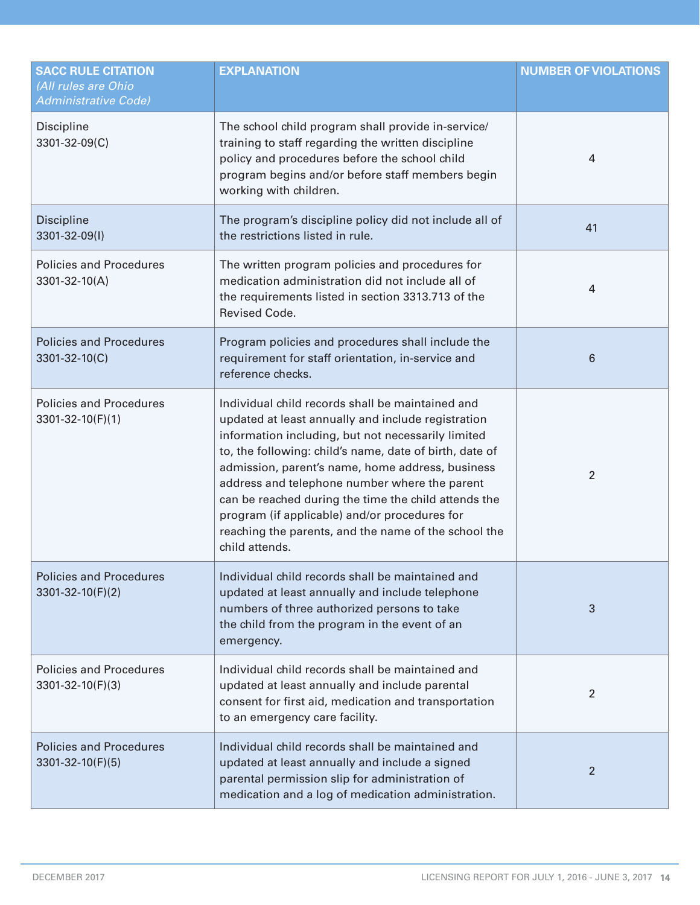| SACC RULE CITATION *(All rules are Ohio Administrative Code)* | EXPLANATION | NUMBER OF VIOLATIONS |
|---|---|---|
| Discipline 3301-32-09(C) | The school child program shall provide in-service/ training to staff regarding the written discipline policy and procedures before the school child program begins and/or before staff members begin working with children. | 4 |
| Discipline 3301-32-09(I) | The program's discipline policy did not include all of the restrictions listed in rule. | 41 |
| Policies and Procedures 3301-32-10(A) | The written program policies and procedures for medication administration did not include all of the requirements listed in section 3313.713 of the Revised Code. | 4 |
| Policies and Procedures 3301-32-10(C) | Program policies and procedures shall include the requirement for staff orientation, in-service and reference checks. | 6 |
| Policies and Procedures 3301-32-10(F)(1) | Individual child records shall be maintained and updated at least annually and include registration information including, but not necessarily limited to, the following: child's name, date of birth, date of admission, parent's name, home address, business address and telephone number where the parent can be reached during the time the child attends the program (if applicable) and/or procedures for reaching the parents, and the name of the school the child attends. | 2 |
| Policies and Procedures 3301-32-10(F)(2) | Individual child records shall be maintained and updated at least annually and include telephone numbers of three authorized persons to take the child from the program in the event of an emergency. | 3 |
| Policies and Procedures 3301-32-10(F)(3) | Individual child records shall be maintained and updated at least annually and include parental consent for first aid, medication and transportation to an emergency care facility. | 2 |
| Policies and Procedures 3301-32-10(F)(5) | Individual child records shall be maintained and updated at least annually and include a signed parental permission slip for administration of medication and a log of medication administration. | 2 |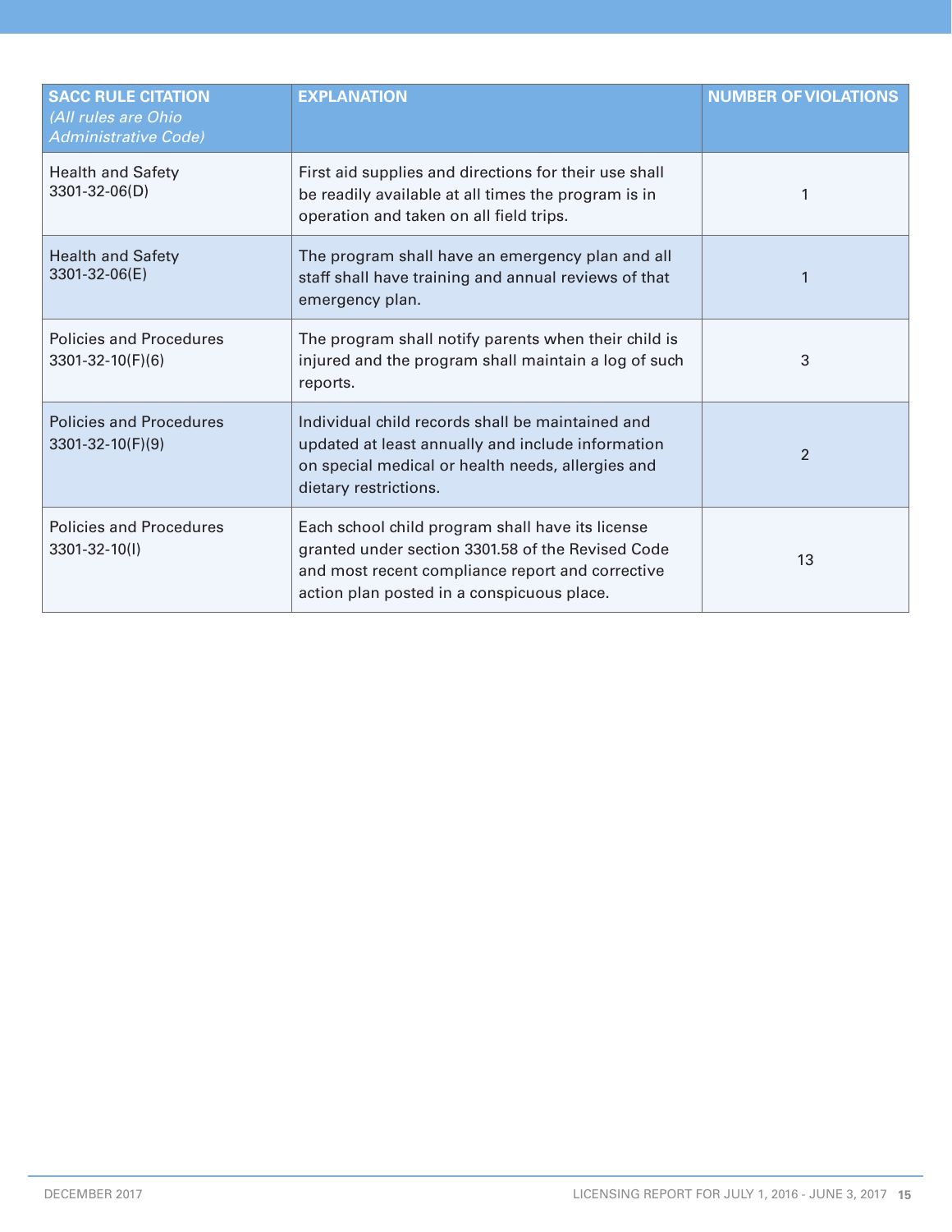| SACC RULE CITATION *(All rules are Ohio Administrative Code)* | EXPLANATION | NUMBER OF VIOLATIONS |
|---|---|---|
| Health and Safety 3301-32-06(D) | First aid supplies and directions for their use shall be readily available at all times the program is in operation and taken on all field trips. | 1 |
| Health and Safety 3301-32-06(E) | The program shall have an emergency plan and all staff shall have training and annual reviews of that emergency plan. | 1 |
| Policies and Procedures 3301-32-10(F)(6) | The program shall notify parents when their child is injured and the program shall maintain a log of such reports. | 3 |
| Policies and Procedures 3301-32-10(F)(9) | Individual child records shall be maintained and updated at least annually and include information on special medical or health needs, allergies and dietary restrictions. | 2 |
| Policies and Procedures 3301-32-10(I) | Each school child program shall have its license granted under section 3301.58 of the Revised Code and most recent compliance report and corrective action plan posted in a conspicuous place. | 13 |